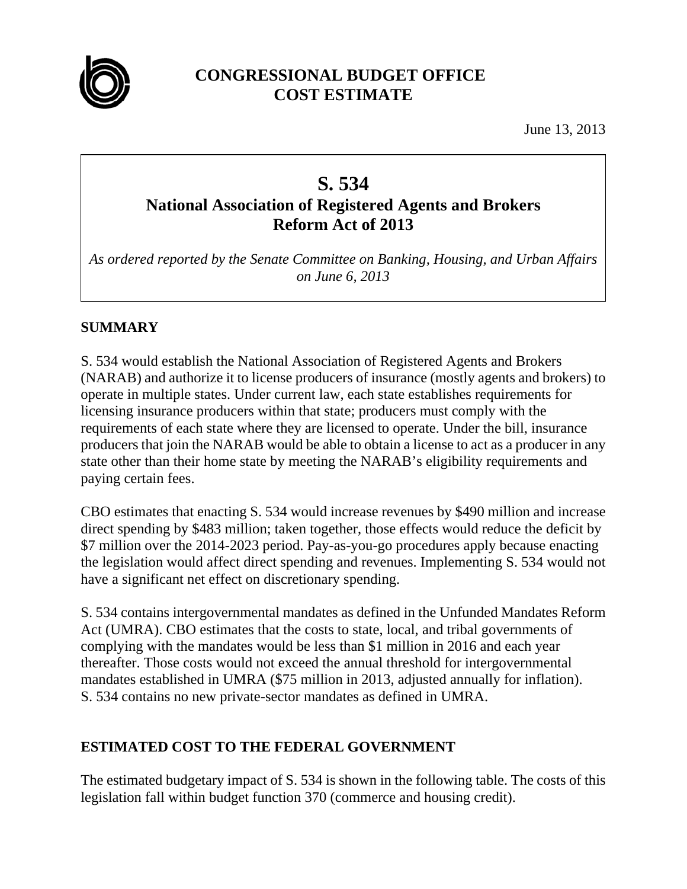# CONGRESSIONAL BUDGET OFFICE COST ESTIMATE

June 13, 2013

## S. 534
## National Association of Registered Agents and Brokers Reform Act of 2013

*As ordered reported by the Senate Committee on Banking, Housing, and Urban Affairs on June 6, 2013*

### SUMMARY

S. 534 would establish the National Association of Registered Agents and Brokers (NARAB) and authorize it to license producers of insurance (mostly agents and brokers) to operate in multiple states. Under current law, each state establishes requirements for licensing insurance producers within that state; producers must comply with the requirements of each state where they are licensed to operate. Under the bill, insurance producers that join the NARAB would be able to obtain a license to act as a producer in any state other than their home state by meeting the NARAB's eligibility requirements and paying certain fees.

CBO estimates that enacting S. 534 would increase revenues by $490 million and increase direct spending by $483 million; taken together, those effects would reduce the deficit by $7 million over the 2014-2023 period. Pay-as-you-go procedures apply because enacting the legislation would affect direct spending and revenues. Implementing S. 534 would not have a significant net effect on discretionary spending.

S. 534 contains intergovernmental mandates as defined in the Unfunded Mandates Reform Act (UMRA). CBO estimates that the costs to state, local, and tribal governments of complying with the mandates would be less than $1 million in 2016 and each year thereafter. Those costs would not exceed the annual threshold for intergovernmental mandates established in UMRA ($75 million in 2013, adjusted annually for inflation). S. 534 contains no new private-sector mandates as defined in UMRA.

### ESTIMATED COST TO THE FEDERAL GOVERNMENT

The estimated budgetary impact of S. 534 is shown in the following table. The costs of this legislation fall within budget function 370 (commerce and housing credit).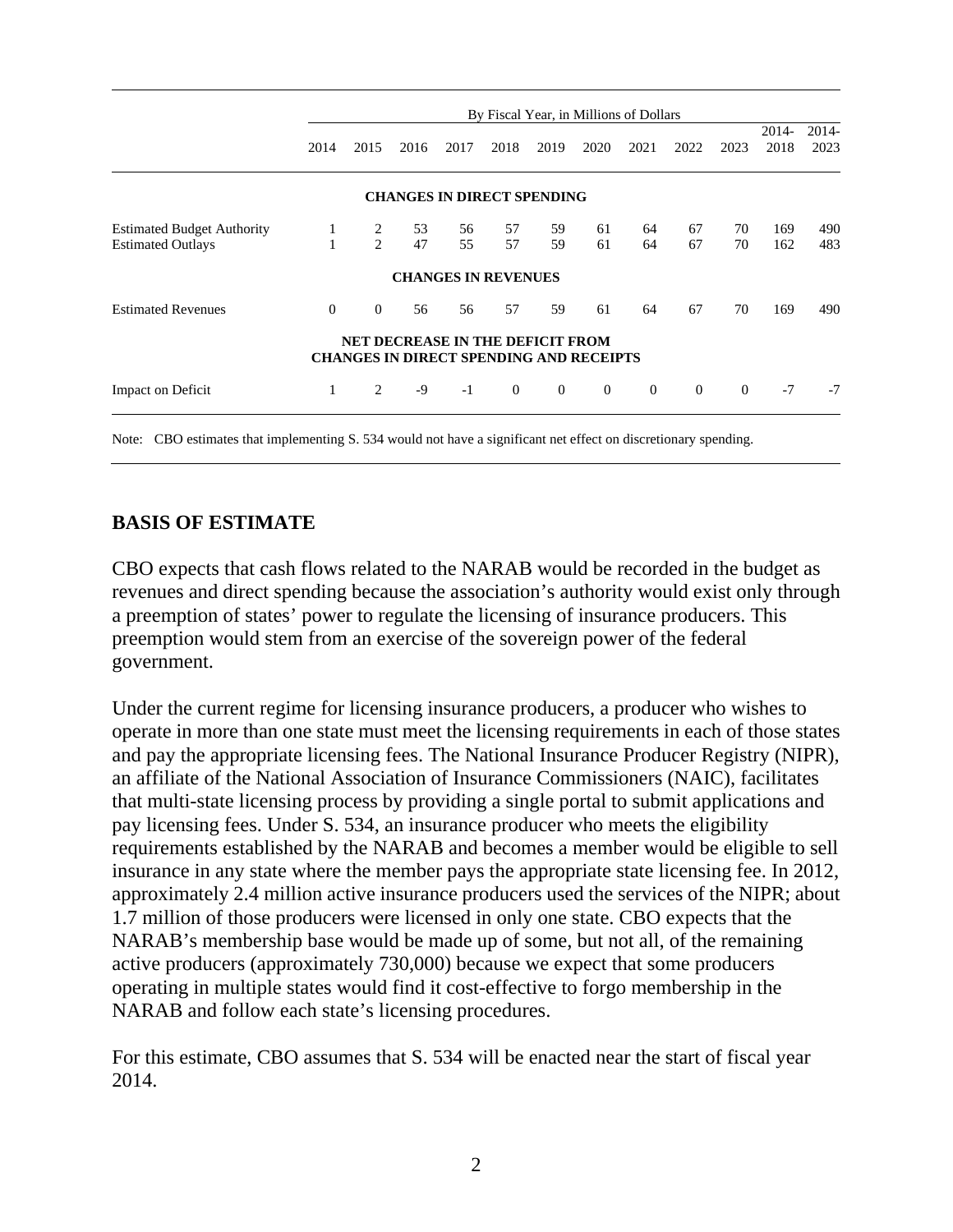| | By Fiscal Year, in Millions of Dollars | | | | | | | | | | | |
|---|---|---|---|---|---|---|---|---|---|---|---|---|
| | 2014 | 2015 | 2016 | 2017 | 2018 | 2019 | 2020 | 2021 | 2022 | 2023 | 2014-2018 | 2014-2023 |
| **CHANGES IN DIRECT SPENDING** | | | | | | | | | | | | |
| Estimated Budget Authority | 1 | 2 | 53 | 56 | 57 | 59 | 61 | 64 | 67 | 70 | 169 | 490 |
| Estimated Outlays | 1 | 2 | 47 | 55 | 57 | 59 | 61 | 64 | 67 | 70 | 162 | 483 |
| **CHANGES IN REVENUES** | | | | | | | | | | | | |
| Estimated Revenues | 0 | 0 | 56 | 56 | 57 | 59 | 61 | 64 | 67 | 70 | 169 | 490 |
| **NET DECREASE IN THE DEFICIT FROM CHANGES IN DIRECT SPENDING AND RECEIPTS** | | | | | | | | | | | | |
| Impact on Deficit | 1 | 2 | -9 | -1 | 0 | 0 | 0 | 0 | 0 | 0 | -7 | -7 |

Note: CBO estimates that implementing S. 534 would not have a significant net effect on discretionary spending.

## BASIS OF ESTIMATE

CBO expects that cash flows related to the NARAB would be recorded in the budget as revenues and direct spending because the association's authority would exist only through a preemption of states' power to regulate the licensing of insurance producers. This preemption would stem from an exercise of the sovereign power of the federal government.

Under the current regime for licensing insurance producers, a producer who wishes to operate in more than one state must meet the licensing requirements in each of those states and pay the appropriate licensing fees. The National Insurance Producer Registry (NIPR), an affiliate of the National Association of Insurance Commissioners (NAIC), facilitates that multi-state licensing process by providing a single portal to submit applications and pay licensing fees. Under S. 534, an insurance producer who meets the eligibility requirements established by the NARAB and becomes a member would be eligible to sell insurance in any state where the member pays the appropriate state licensing fee. In 2012, approximately 2.4 million active insurance producers used the services of the NIPR; about 1.7 million of those producers were licensed in only one state. CBO expects that the NARAB's membership base would be made up of some, but not all, of the remaining active producers (approximately 730,000) because we expect that some producers operating in multiple states would find it cost-effective to forgo membership in the NARAB and follow each state's licensing procedures.

For this estimate, CBO assumes that S. 534 will be enacted near the start of fiscal year 2014.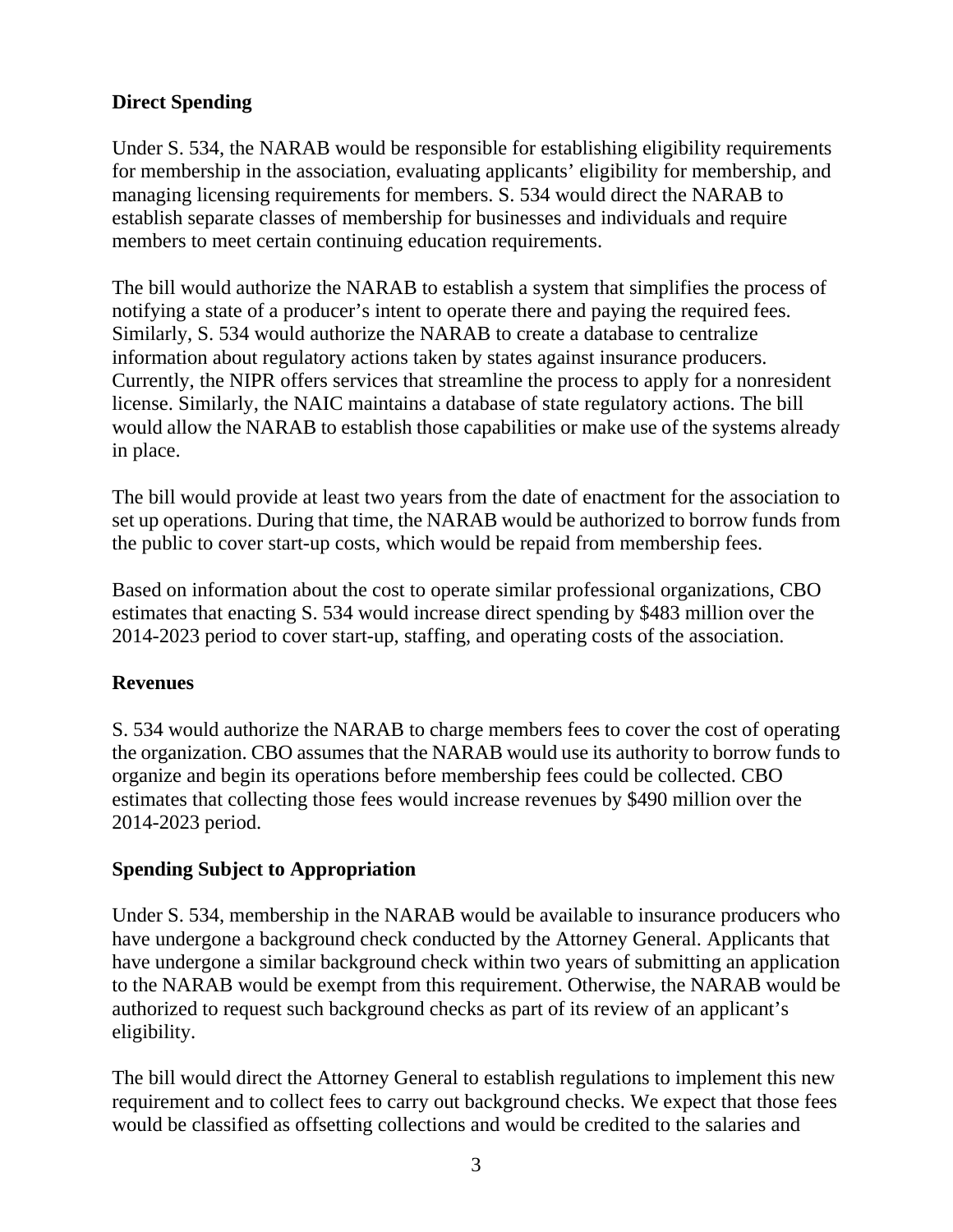## Direct Spending

Under S. 534, the NARAB would be responsible for establishing eligibility requirements for membership in the association, evaluating applicants' eligibility for membership, and managing licensing requirements for members. S. 534 would direct the NARAB to establish separate classes of membership for businesses and individuals and require members to meet certain continuing education requirements.

The bill would authorize the NARAB to establish a system that simplifies the process of notifying a state of a producer's intent to operate there and paying the required fees. Similarly, S. 534 would authorize the NARAB to create a database to centralize information about regulatory actions taken by states against insurance producers. Currently, the NIPR offers services that streamline the process to apply for a nonresident license. Similarly, the NAIC maintains a database of state regulatory actions. The bill would allow the NARAB to establish those capabilities or make use of the systems already in place.

The bill would provide at least two years from the date of enactment for the association to set up operations. During that time, the NARAB would be authorized to borrow funds from the public to cover start-up costs, which would be repaid from membership fees.

Based on information about the cost to operate similar professional organizations, CBO estimates that enacting S. 534 would increase direct spending by $483 million over the 2014-2023 period to cover start-up, staffing, and operating costs of the association.

## Revenues

S. 534 would authorize the NARAB to charge members fees to cover the cost of operating the organization. CBO assumes that the NARAB would use its authority to borrow funds to organize and begin its operations before membership fees could be collected. CBO estimates that collecting those fees would increase revenues by $490 million over the 2014-2023 period.

## Spending Subject to Appropriation

Under S. 534, membership in the NARAB would be available to insurance producers who have undergone a background check conducted by the Attorney General. Applicants that have undergone a similar background check within two years of submitting an application to the NARAB would be exempt from this requirement. Otherwise, the NARAB would be authorized to request such background checks as part of its review of an applicant's eligibility.

The bill would direct the Attorney General to establish regulations to implement this new requirement and to collect fees to carry out background checks. We expect that those fees would be classified as offsetting collections and would be credited to the salaries and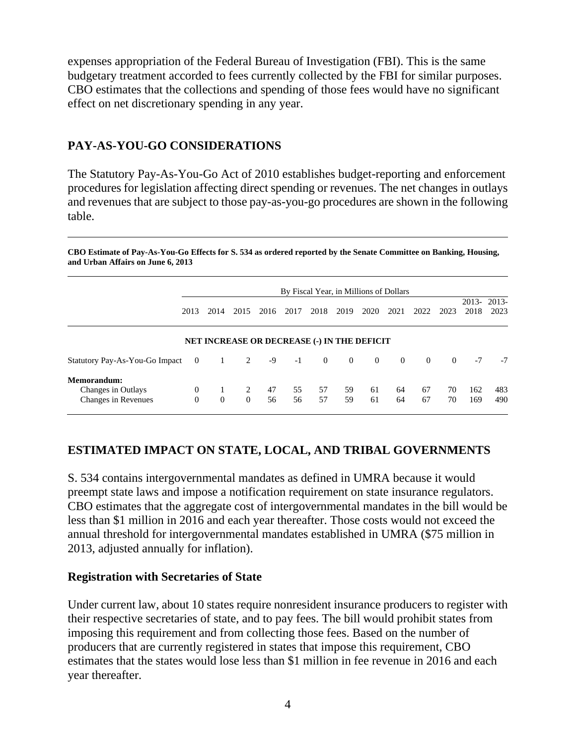expenses appropriation of the Federal Bureau of Investigation (FBI). This is the same budgetary treatment accorded to fees currently collected by the FBI for similar purposes. CBO estimates that the collections and spending of those fees would have no significant effect on net discretionary spending in any year.

## PAY-AS-YOU-GO CONSIDERATIONS

The Statutory Pay-As-You-Go Act of 2010 establishes budget-reporting and enforcement procedures for legislation affecting direct spending or revenues. The net changes in outlays and revenues that are subject to those pay-as-you-go procedures are shown in the following table.

**CBO Estimate of Pay-As-You-Go Effects for S. 534 as ordered reported by the Senate Committee on Banking, Housing, and Urban Affairs on June 6, 2013**

| | By Fiscal Year, in Millions of Dollars | | | | | | | | | | | | |
|---|---|---|---|---|---|---|---|---|---|---|---|---|---|
| | 2013 | 2014 | 2015 | 2016 | 2017 | 2018 | 2019 | 2020 | 2021 | 2022 | 2023 | 2013-2018 | 2013-2023 |
| **NET INCREASE OR DECREASE (-) IN THE DEFICIT** | | | | | | | | | | | | | |
| Statutory Pay-As-You-Go Impact | 0 | 1 | 2 | -9 | -1 | 0 | 0 | 0 | 0 | 0 | 0 | -7 | -7 |
| **Memorandum:** | | | | | | | | | | | | | |
| Changes in Outlays | 0 | 1 | 2 | 47 | 55 | 57 | 59 | 61 | 64 | 67 | 70 | 162 | 483 |
| Changes in Revenues | 0 | 0 | 0 | 56 | 56 | 57 | 59 | 61 | 64 | 67 | 70 | 169 | 490 |

## ESTIMATED IMPACT ON STATE, LOCAL, AND TRIBAL GOVERNMENTS

S. 534 contains intergovernmental mandates as defined in UMRA because it would preempt state laws and impose a notification requirement on state insurance regulators. CBO estimates that the aggregate cost of intergovernmental mandates in the bill would be less than $1 million in 2016 and each year thereafter. Those costs would not exceed the annual threshold for intergovernmental mandates established in UMRA ($75 million in 2013, adjusted annually for inflation).

### Registration with Secretaries of State

Under current law, about 10 states require nonresident insurance producers to register with their respective secretaries of state, and to pay fees. The bill would prohibit states from imposing this requirement and from collecting those fees. Based on the number of producers that are currently registered in states that impose this requirement, CBO estimates that the states would lose less than $1 million in fee revenue in 2016 and each year thereafter.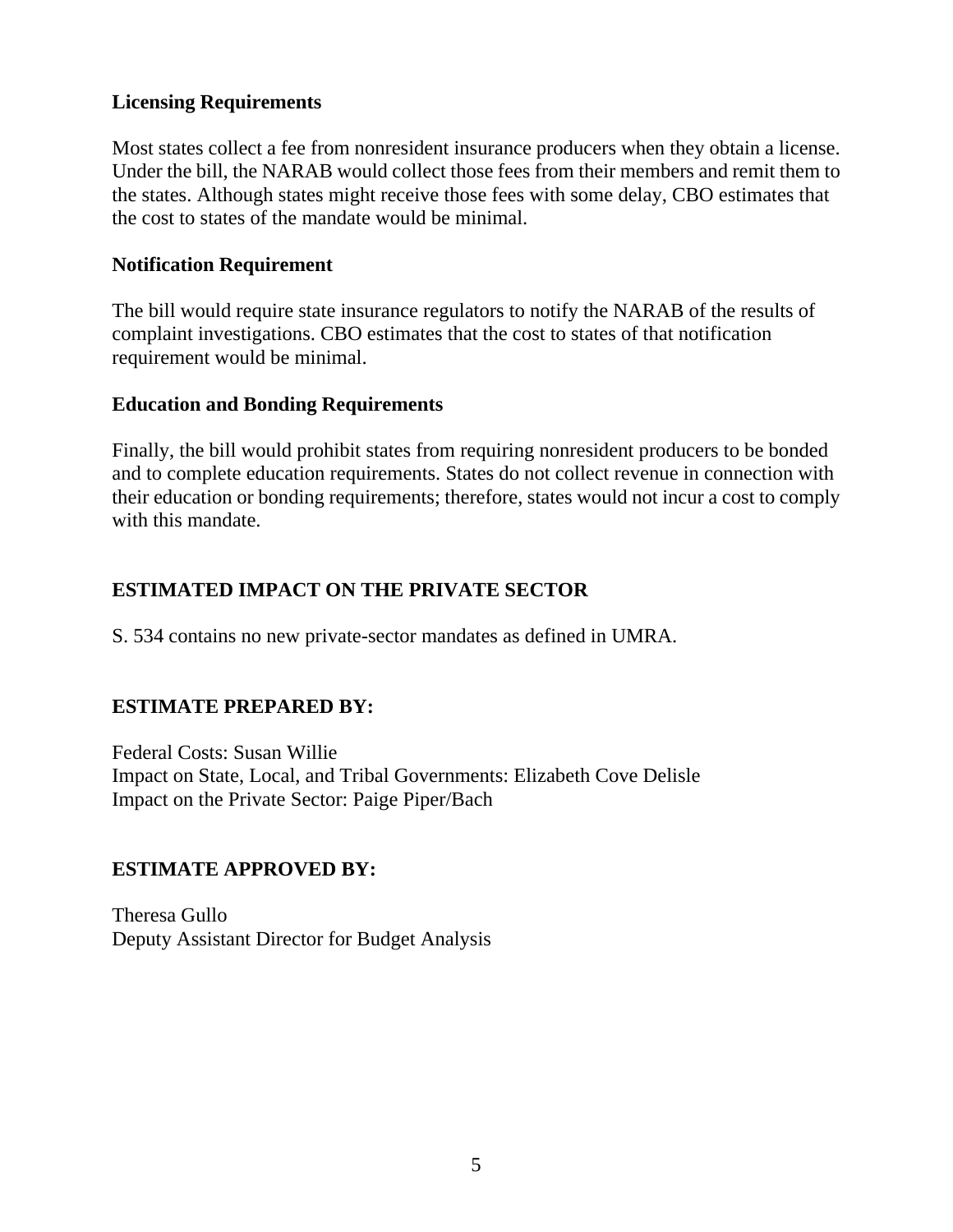### Licensing Requirements

Most states collect a fee from nonresident insurance producers when they obtain a license. Under the bill, the NARAB would collect those fees from their members and remit them to the states. Although states might receive those fees with some delay, CBO estimates that the cost to states of the mandate would be minimal.

### Notification Requirement

The bill would require state insurance regulators to notify the NARAB of the results of complaint investigations. CBO estimates that the cost to states of that notification requirement would be minimal.

### Education and Bonding Requirements

Finally, the bill would prohibit states from requiring nonresident producers to be bonded and to complete education requirements. States do not collect revenue in connection with their education or bonding requirements; therefore, states would not incur a cost to comply with this mandate.

## ESTIMATED IMPACT ON THE PRIVATE SECTOR

S. 534 contains no new private-sector mandates as defined in UMRA.

## ESTIMATE PREPARED BY:

Federal Costs: Susan Willie
Impact on State, Local, and Tribal Governments: Elizabeth Cove Delisle
Impact on the Private Sector: Paige Piper/Bach

## ESTIMATE APPROVED BY:

Theresa Gullo
Deputy Assistant Director for Budget Analysis